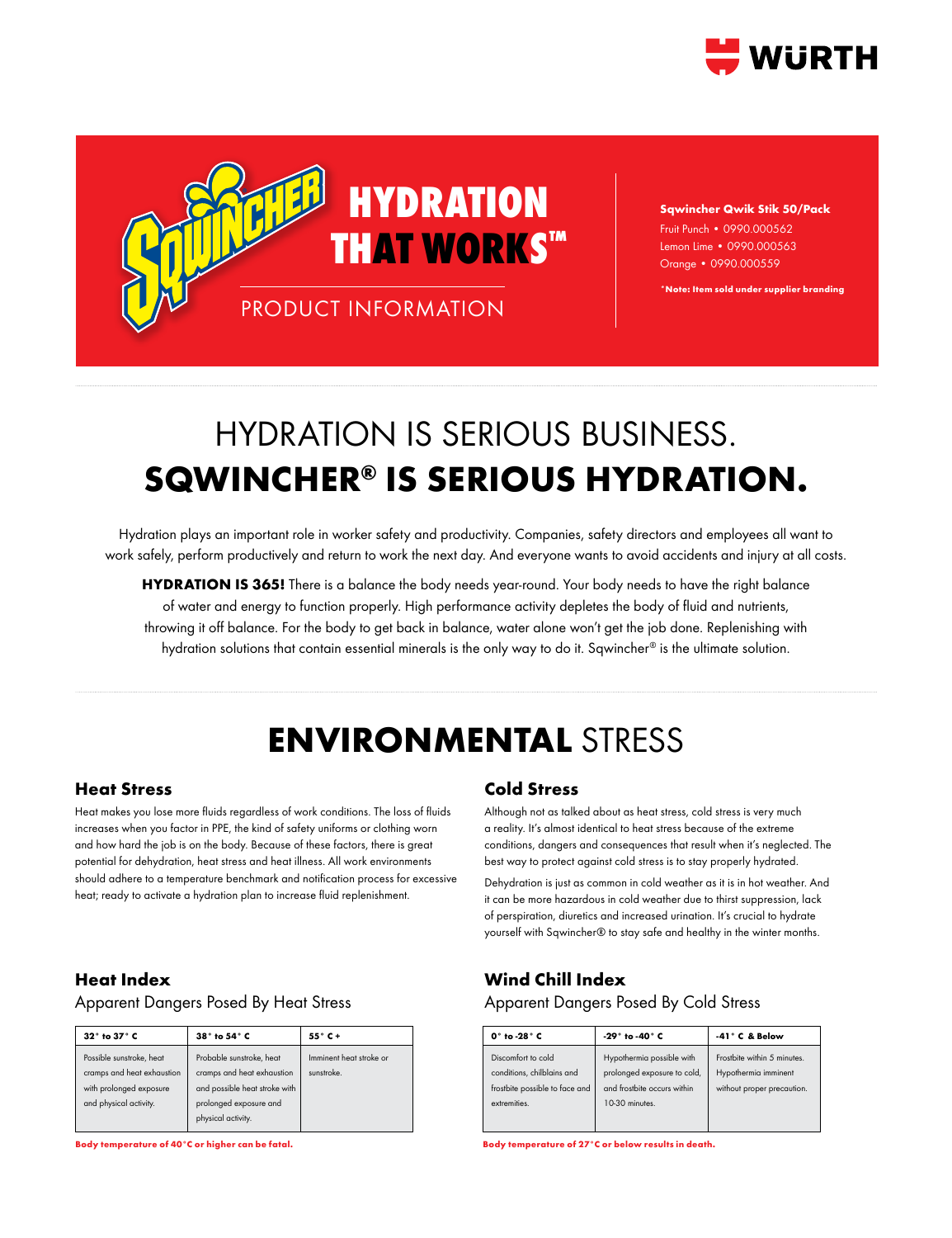WÜRTH

# HYDRATION THAT WORKS™

PRODUCT INFORMATION

**Sqwincher Qwik Stik 50/Pack**
Fruit Punch • 0990.000562
Lemon Lime • 0990.000563
Orange • 0990.000559

***Note: Item sold under supplier branding**

# HYDRATION IS SERIOUS BUSINESS. **SQWINCHER® IS SERIOUS HYDRATION.**

Hydration plays an important role in worker safety and productivity. Companies, safety directors and employees all want to work safely, perform productively and return to work the next day. And everyone wants to avoid accidents and injury at all costs.

**HYDRATION IS 365!** There is a balance the body needs year-round. Your body needs to have the right balance of water and energy to function properly. High performance activity depletes the body of fluid and nutrients, throwing it off balance. For the body to get back in balance, water alone won't get the job done. Replenishing with hydration solutions that contain essential minerals is the only way to do it. Sqwincher® is the ultimate solution.

# **ENVIRONMENTAL** STRESS

## Heat Stress

Heat makes you lose more fluids regardless of work conditions. The loss of fluids increases when you factor in PPE, the kind of safety uniforms or clothing worn and how hard the job is on the body. Because of these factors, there is great potential for dehydration, heat stress and heat illness. All work environments should adhere to a temperature benchmark and notification process for excessive heat; ready to activate a hydration plan to increase fluid replenishment.

## Heat Index

Apparent Dangers Posed By Heat Stress

| 32° to 37° C | 38° to 54° C | 55° C + |
|---|---|---|
| Possible sunstroke, heat cramps and heat exhaustion with prolonged exposure and physical activity. | Probable sunstroke, heat cramps and heat exhaustion and possible heat stroke with prolonged exposure and physical activity. | Imminent heat stroke or sunstroke. |

**Body temperature of 40°C or higher can be fatal.**

## Cold Stress

Although not as talked about as heat stress, cold stress is very much a reality. It's almost identical to heat stress because of the extreme conditions, dangers and consequences that result when it's neglected. The best way to protect against cold stress is to stay properly hydrated.

Dehydration is just as common in cold weather as it is in hot weather. And it can be more hazardous in cold weather due to thirst suppression, lack of perspiration, diuretics and increased urination. It's crucial to hydrate yourself with Sqwincher® to stay safe and healthy in the winter months.

## Wind Chill Index

Apparent Dangers Posed By Cold Stress

| 0° to -28° C | -29° to -40° C | -41° C & Below |
|---|---|---|
| Discomfort to cold conditions, chilblains and frostbite possible to face and extremities. | Hypothermia possible with prolonged exposure to cold, and frostbite occurs within 10-30 minutes. | Frostbite within 5 minutes. Hypothermia imminent without proper precaution. |

**Body temperature of 27°C or below results in death.**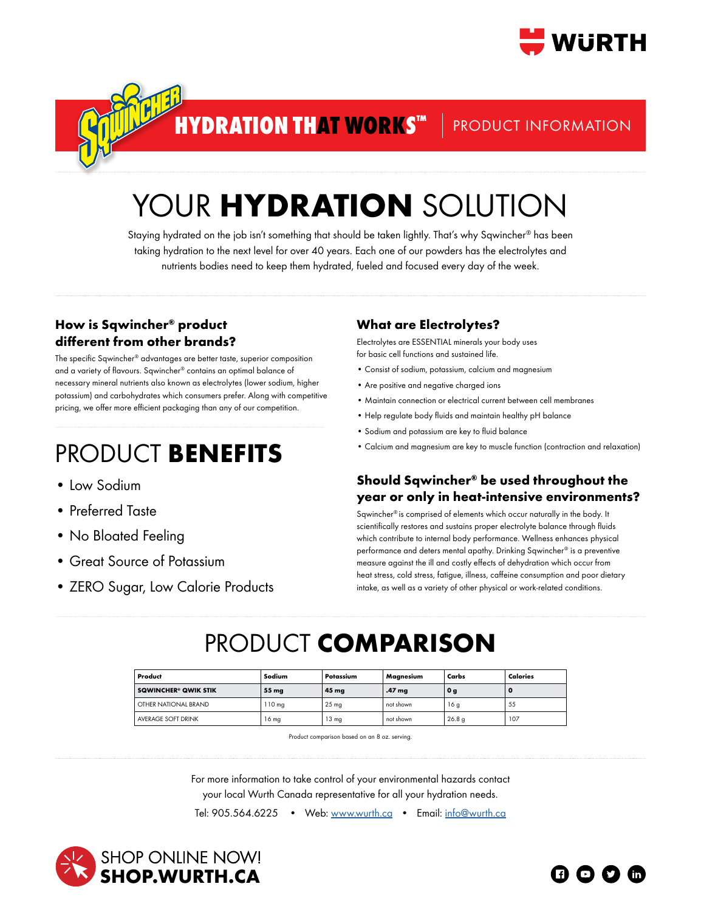WÜRTH

SQWINCHER **HYDRATION THAT WORKS™** | PRODUCT INFORMATION

# YOUR **HYDRATION** SOLUTION

Staying hydrated on the job isn't something that should be taken lightly. That's why Sqwincher® has been taking hydration to the next level for over 40 years. Each one of our powders has the electrolytes and nutrients bodies need to keep them hydrated, fueled and focused every day of the week.

### How is Sqwincher® product different from other brands?

The specific Sqwincher® advantages are better taste, superior composition and a variety of flavours. Sqwincher® contains an optimal balance of necessary mineral nutrients also known as electrolytes (lower sodium, higher potassium) and carbohydrates which consumers prefer. Along with competitive pricing, we offer more efficient packaging than any of our competition.

## PRODUCT **BENEFITS**

- Low Sodium
- Preferred Taste
- No Bloated Feeling
- Great Source of Potassium
- ZERO Sugar, Low Calorie Products

### What are Electrolytes?

Electrolytes are ESSENTIAL minerals your body uses for basic cell functions and sustained life.

- Consist of sodium, potassium, calcium and magnesium
- Are positive and negative charged ions
- Maintain connection or electrical current between cell membranes
- Help regulate body fluids and maintain healthy pH balance
- Sodium and potassium are key to fluid balance
- Calcium and magnesium are key to muscle function (contraction and relaxation)

### Should Sqwincher® be used throughout the year or only in heat-intensive environments?

Sqwincher® is comprised of elements which occur naturally in the body. It scientifically restores and sustains proper electrolyte balance through fluids which contribute to internal body performance. Wellness enhances physical performance and deters mental apathy. Drinking Sqwincher® is a preventive measure against the ill and costly effects of dehydration which occur from heat stress, cold stress, fatigue, illness, caffeine consumption and poor dietary intake, as well as a variety of other physical or work-related conditions.

## PRODUCT **COMPARISON**

| Product | Sodium | Potassium | Magnesium | Carbs | Calories |
|---|---|---|---|---|---|
| **SQWINCHER® QWIK STIK** | **55 mg** | **45 mg** | **.47 mg** | **0 g** | **0** |
| OTHER NATIONAL BRAND | 110 mg | 25 mg | not shown | 16 g | 55 |
| AVERAGE SOFT DRINK | 16 mg | 13 mg | not shown | 26.8 g | 107 |

Product comparison based on an 8 oz. serving.

For more information to take control of your environmental hazards contact your local Wurth Canada representative for all your hydration needs.

Tel: 905.564.6225 • Web: www.wurth.ca • Email: info@wurth.ca

SHOP ONLINE NOW!
**SHOP.WURTH.CA**